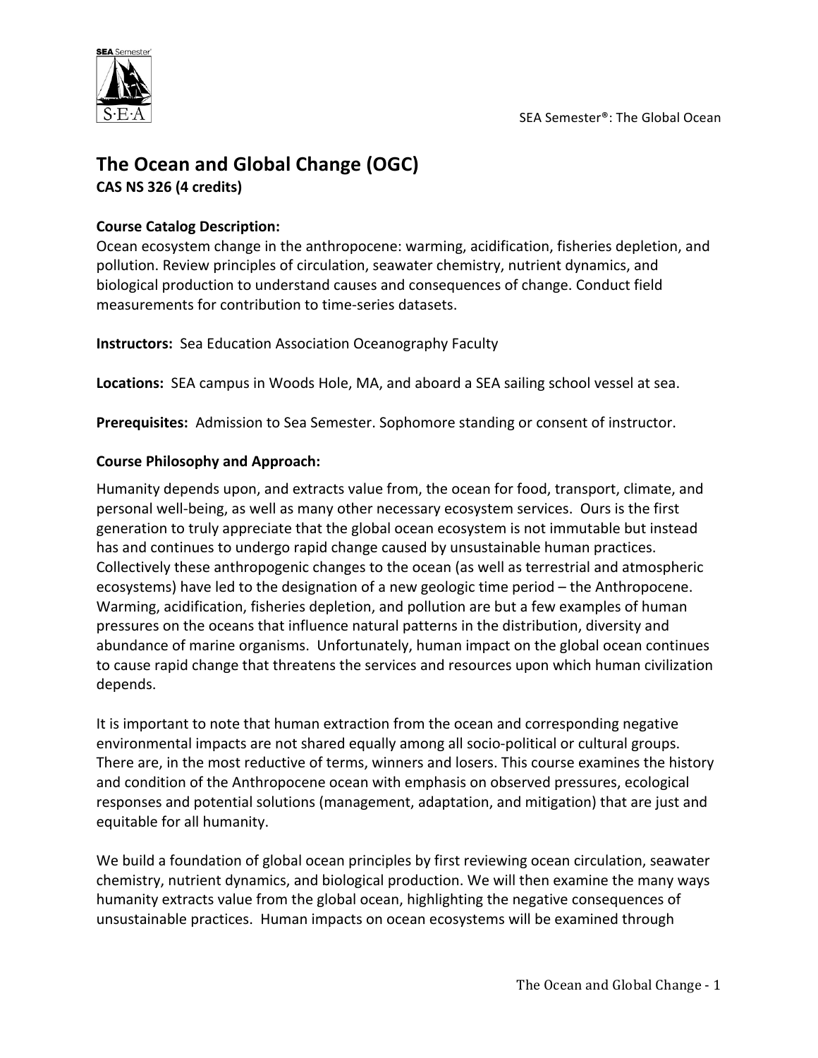# The Ocean and Global Change (OGC)

**CAS NS 326 (4 credits)**

**Course Catalog Description:**
Ocean ecosystem change in the anthropocene: warming, acidification, fisheries depletion, and pollution. Review principles of circulation, seawater chemistry, nutrient dynamics, and biological production to understand causes and consequences of change. Conduct field measurements for contribution to time-series datasets.

**Instructors:** Sea Education Association Oceanography Faculty

**Locations:** SEA campus in Woods Hole, MA, and aboard a SEA sailing school vessel at sea.

**Prerequisites:** Admission to Sea Semester. Sophomore standing or consent of instructor.

**Course Philosophy and Approach:**

Humanity depends upon, and extracts value from, the ocean for food, transport, climate, and personal well-being, as well as many other necessary ecosystem services. Ours is the first generation to truly appreciate that the global ocean ecosystem is not immutable but instead has and continues to undergo rapid change caused by unsustainable human practices. Collectively these anthropogenic changes to the ocean (as well as terrestrial and atmospheric ecosystems) have led to the designation of a new geologic time period – the Anthropocene. Warming, acidification, fisheries depletion, and pollution are but a few examples of human pressures on the oceans that influence natural patterns in the distribution, diversity and abundance of marine organisms. Unfortunately, human impact on the global ocean continues to cause rapid change that threatens the services and resources upon which human civilization depends.

It is important to note that human extraction from the ocean and corresponding negative environmental impacts are not shared equally among all socio-political or cultural groups. There are, in the most reductive of terms, winners and losers. This course examines the history and condition of the Anthropocene ocean with emphasis on observed pressures, ecological responses and potential solutions (management, adaptation, and mitigation) that are just and equitable for all humanity.

We build a foundation of global ocean principles by first reviewing ocean circulation, seawater chemistry, nutrient dynamics, and biological production. We will then examine the many ways humanity extracts value from the global ocean, highlighting the negative consequences of unsustainable practices. Human impacts on ocean ecosystems will be examined through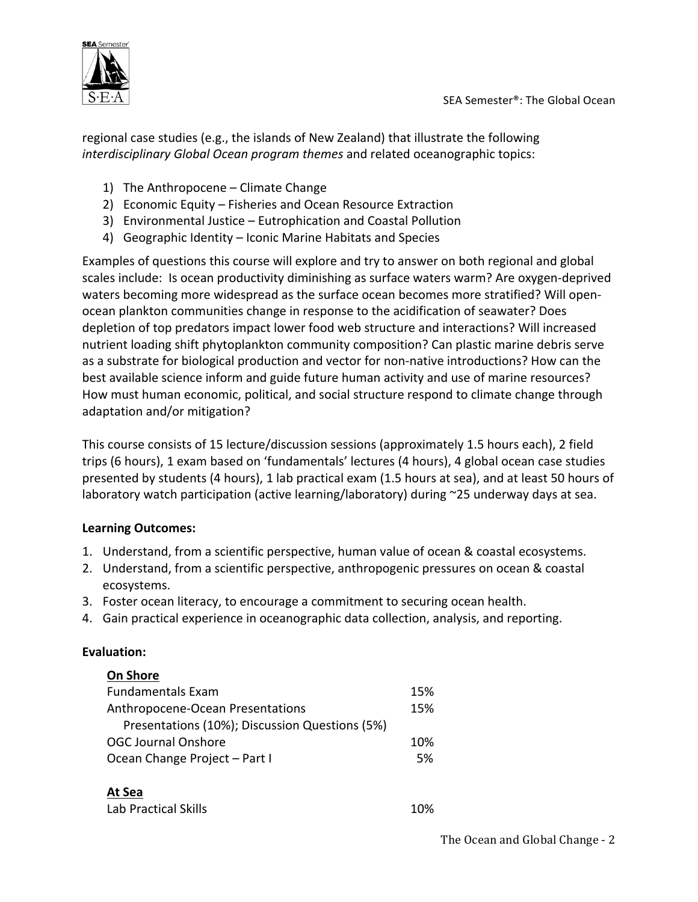regional case studies (e.g., the islands of New Zealand) that illustrate the following *interdisciplinary Global Ocean program themes* and related oceanographic topics:

1) The Anthropocene – Climate Change
2) Economic Equity – Fisheries and Ocean Resource Extraction
3) Environmental Justice – Eutrophication and Coastal Pollution
4) Geographic Identity – Iconic Marine Habitats and Species

Examples of questions this course will explore and try to answer on both regional and global scales include: Is ocean productivity diminishing as surface waters warm? Are oxygen-deprived waters becoming more widespread as the surface ocean becomes more stratified? Will open-ocean plankton communities change in response to the acidification of seawater? Does depletion of top predators impact lower food web structure and interactions? Will increased nutrient loading shift phytoplankton community composition? Can plastic marine debris serve as a substrate for biological production and vector for non-native introductions? How can the best available science inform and guide future human activity and use of marine resources? How must human economic, political, and social structure respond to climate change through adaptation and/or mitigation?

This course consists of 15 lecture/discussion sessions (approximately 1.5 hours each), 2 field trips (6 hours), 1 exam based on 'fundamentals' lectures (4 hours), 4 global ocean case studies presented by students (4 hours), 1 lab practical exam (1.5 hours at sea), and at least 50 hours of laboratory watch participation (active learning/laboratory) during ~25 underway days at sea.

**Learning Outcomes:**

1. Understand, from a scientific perspective, human value of ocean & coastal ecosystems.
2. Understand, from a scientific perspective, anthropogenic pressures on ocean & coastal ecosystems.
3. Foster ocean literacy, to encourage a commitment to securing ocean health.
4. Gain practical experience in oceanographic data collection, analysis, and reporting.

**Evaluation:**

| **On Shore** | |
|---|---|
| Fundamentals Exam | 15% |
| Anthropocene-Ocean Presentations | 15% |
| Presentations (10%); Discussion Questions (5%) | |
| OGC Journal Onshore | 10% |
| Ocean Change Project – Part I | 5% |
| | |
| **At Sea** | |
| Lab Practical Skills | 10% |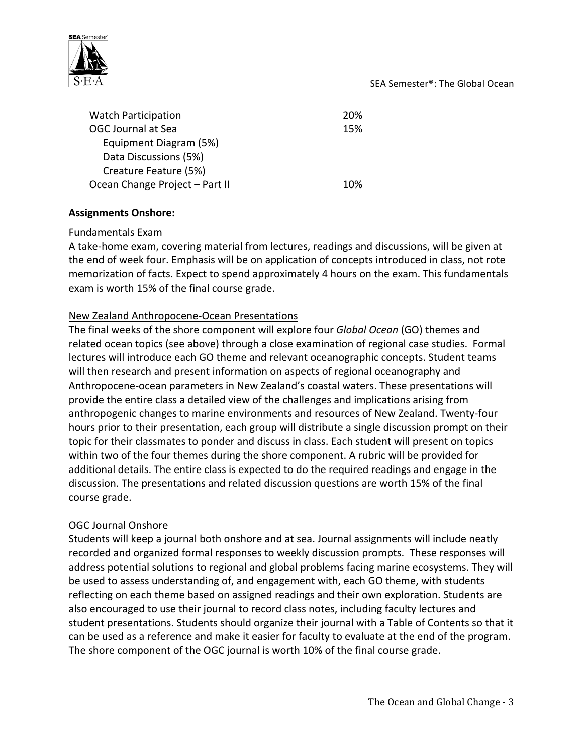| | |
|---|---|
| Watch Participation | 20% |
| OGC Journal at Sea | 15% |
| Equipment Diagram (5%) | |
| Data Discussions (5%) | |
| Creature Feature (5%) | |
| Ocean Change Project – Part II | 10% |

**Assignments Onshore:**

Fundamentals Exam

A take-home exam, covering material from lectures, readings and discussions, will be given at the end of week four. Emphasis will be on application of concepts introduced in class, not rote memorization of facts. Expect to spend approximately 4 hours on the exam. This fundamentals exam is worth 15% of the final course grade.

New Zealand Anthropocene-Ocean Presentations

The final weeks of the shore component will explore four *Global Ocean* (GO) themes and related ocean topics (see above) through a close examination of regional case studies. Formal lectures will introduce each GO theme and relevant oceanographic concepts. Student teams will then research and present information on aspects of regional oceanography and Anthropocene-ocean parameters in New Zealand's coastal waters. These presentations will provide the entire class a detailed view of the challenges and implications arising from anthropogenic changes to marine environments and resources of New Zealand. Twenty-four hours prior to their presentation, each group will distribute a single discussion prompt on their topic for their classmates to ponder and discuss in class. Each student will present on topics within two of the four themes during the shore component. A rubric will be provided for additional details. The entire class is expected to do the required readings and engage in the discussion. The presentations and related discussion questions are worth 15% of the final course grade.

OGC Journal Onshore

Students will keep a journal both onshore and at sea. Journal assignments will include neatly recorded and organized formal responses to weekly discussion prompts. These responses will address potential solutions to regional and global problems facing marine ecosystems. They will be used to assess understanding of, and engagement with, each GO theme, with students reflecting on each theme based on assigned readings and their own exploration. Students are also encouraged to use their journal to record class notes, including faculty lectures and student presentations. Students should organize their journal with a Table of Contents so that it can be used as a reference and make it easier for faculty to evaluate at the end of the program. The shore component of the OGC journal is worth 10% of the final course grade.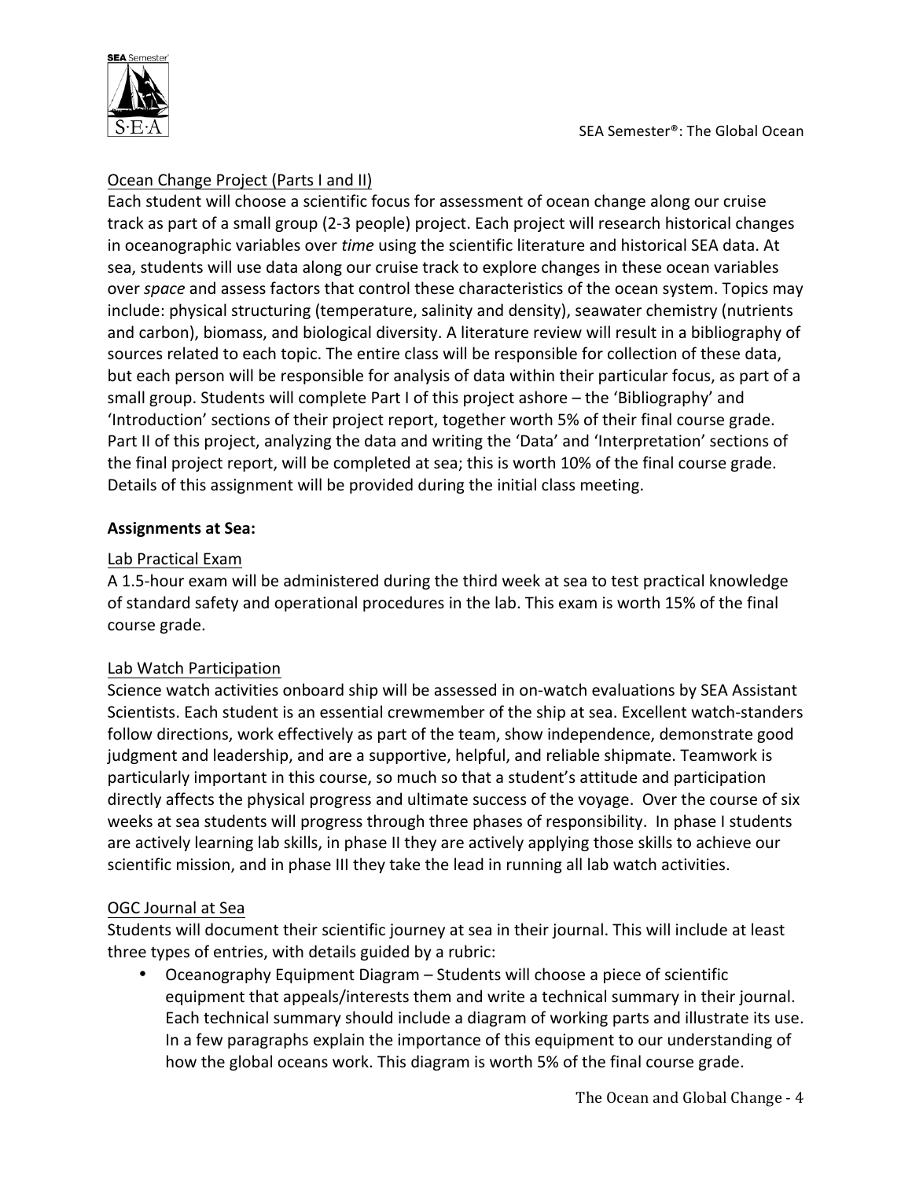Ocean Change Project (Parts I and II)

Each student will choose a scientific focus for assessment of ocean change along our cruise track as part of a small group (2-3 people) project. Each project will research historical changes in oceanographic variables over *time* using the scientific literature and historical SEA data. At sea, students will use data along our cruise track to explore changes in these ocean variables over *space* and assess factors that control these characteristics of the ocean system. Topics may include: physical structuring (temperature, salinity and density), seawater chemistry (nutrients and carbon), biomass, and biological diversity. A literature review will result in a bibliography of sources related to each topic. The entire class will be responsible for collection of these data, but each person will be responsible for analysis of data within their particular focus, as part of a small group. Students will complete Part I of this project ashore – the 'Bibliography' and 'Introduction' sections of their project report, together worth 5% of their final course grade. Part II of this project, analyzing the data and writing the 'Data' and 'Interpretation' sections of the final project report, will be completed at sea; this is worth 10% of the final course grade. Details of this assignment will be provided during the initial class meeting.

**Assignments at Sea:**

Lab Practical Exam

A 1.5-hour exam will be administered during the third week at sea to test practical knowledge of standard safety and operational procedures in the lab. This exam is worth 15% of the final course grade.

Lab Watch Participation

Science watch activities onboard ship will be assessed in on-watch evaluations by SEA Assistant Scientists. Each student is an essential crewmember of the ship at sea. Excellent watch-standers follow directions, work effectively as part of the team, show independence, demonstrate good judgment and leadership, and are a supportive, helpful, and reliable shipmate. Teamwork is particularly important in this course, so much so that a student's attitude and participation directly affects the physical progress and ultimate success of the voyage. Over the course of six weeks at sea students will progress through three phases of responsibility. In phase I students are actively learning lab skills, in phase II they are actively applying those skills to achieve our scientific mission, and in phase III they take the lead in running all lab watch activities.

OGC Journal at Sea

Students will document their scientific journey at sea in their journal. This will include at least three types of entries, with details guided by a rubric:

- Oceanography Equipment Diagram – Students will choose a piece of scientific equipment that appeals/interests them and write a technical summary in their journal. Each technical summary should include a diagram of working parts and illustrate its use. In a few paragraphs explain the importance of this equipment to our understanding of how the global oceans work. This diagram is worth 5% of the final course grade.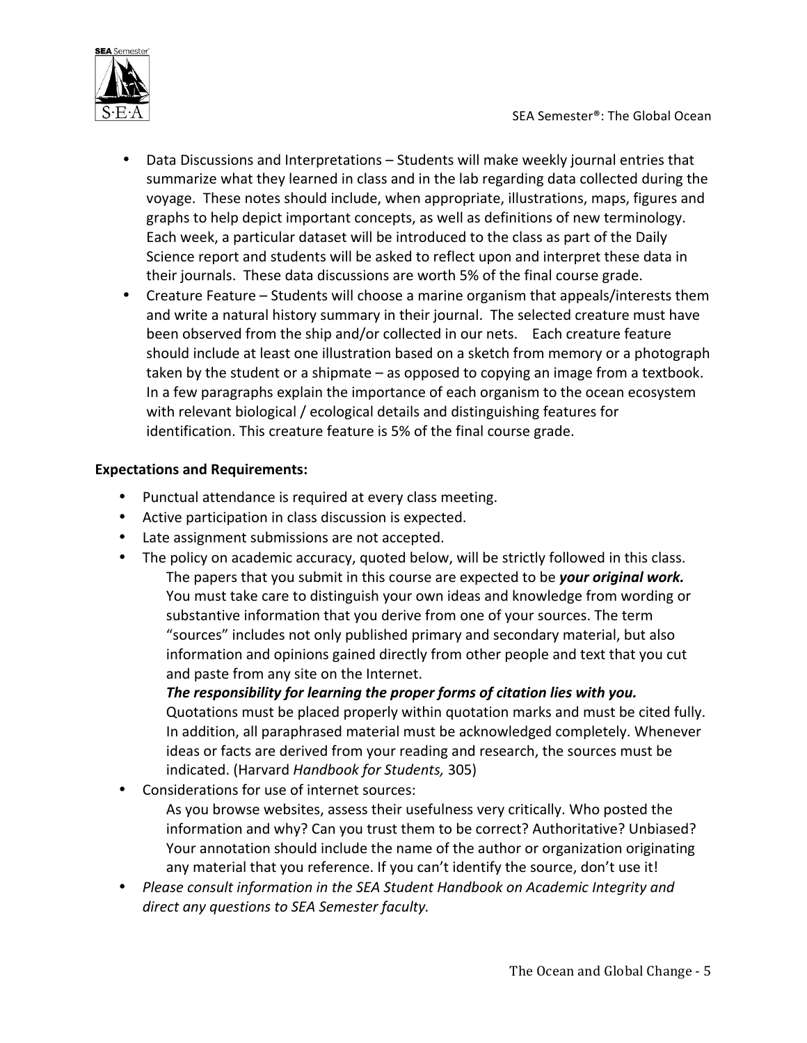- Data Discussions and Interpretations – Students will make weekly journal entries that summarize what they learned in class and in the lab regarding data collected during the voyage. These notes should include, when appropriate, illustrations, maps, figures and graphs to help depict important concepts, as well as definitions of new terminology. Each week, a particular dataset will be introduced to the class as part of the Daily Science report and students will be asked to reflect upon and interpret these data in their journals. These data discussions are worth 5% of the final course grade.
- Creature Feature – Students will choose a marine organism that appeals/interests them and write a natural history summary in their journal. The selected creature must have been observed from the ship and/or collected in our nets. Each creature feature should include at least one illustration based on a sketch from memory or a photograph taken by the student or a shipmate – as opposed to copying an image from a textbook. In a few paragraphs explain the importance of each organism to the ocean ecosystem with relevant biological / ecological details and distinguishing features for identification. This creature feature is 5% of the final course grade.

**Expectations and Requirements:**

- Punctual attendance is required at every class meeting.
- Active participation in class discussion is expected.
- Late assignment submissions are not accepted.
- The policy on academic accuracy, quoted below, will be strictly followed in this class.

  The papers that you submit in this course are expected to be ***your original work.*** You must take care to distinguish your own ideas and knowledge from wording or substantive information that you derive from one of your sources. The term "sources" includes not only published primary and secondary material, but also information and opinions gained directly from other people and text that you cut and paste from any site on the Internet.

  ***The responsibility for learning the proper forms of citation lies with you.*** Quotations must be placed properly within quotation marks and must be cited fully. In addition, all paraphrased material must be acknowledged completely. Whenever ideas or facts are derived from your reading and research, the sources must be indicated. (Harvard *Handbook for Students,* 305)
- Considerations for use of internet sources:

  As you browse websites, assess their usefulness very critically. Who posted the information and why? Can you trust them to be correct? Authoritative? Unbiased? Your annotation should include the name of the author or organization originating any material that you reference. If you can't identify the source, don't use it!
- *Please consult information in the SEA Student Handbook on Academic Integrity and direct any questions to SEA Semester faculty.*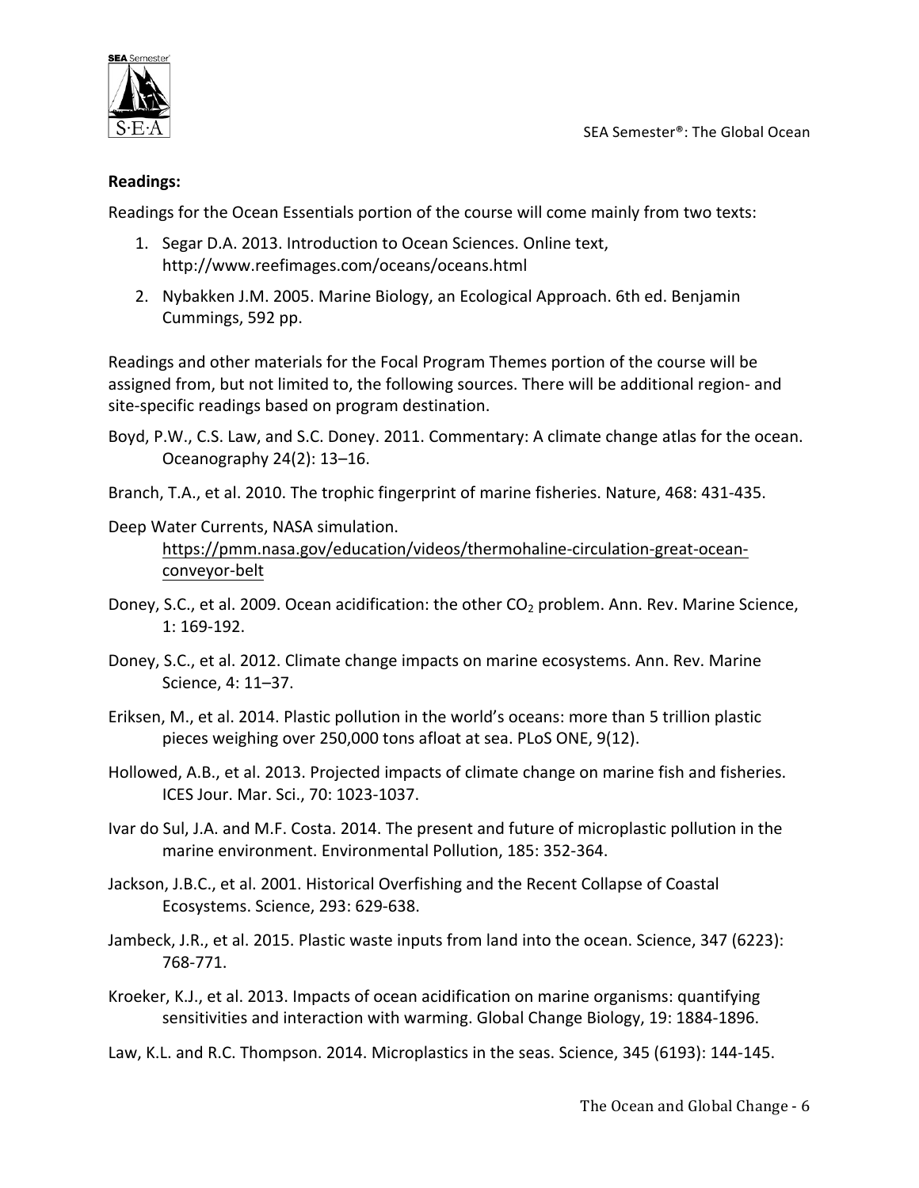**Readings:**

Readings for the Ocean Essentials portion of the course will come mainly from two texts:

1. Segar D.A. 2013. Introduction to Ocean Sciences. Online text, http://www.reefimages.com/oceans/oceans.html
2. Nybakken J.M. 2005. Marine Biology, an Ecological Approach. 6th ed. Benjamin Cummings, 592 pp.

Readings and other materials for the Focal Program Themes portion of the course will be assigned from, but not limited to, the following sources. There will be additional region- and site-specific readings based on program destination.

Boyd, P.W., C.S. Law, and S.C. Doney. 2011. Commentary: A climate change atlas for the ocean. Oceanography 24(2): 13–16.

Branch, T.A., et al. 2010. The trophic fingerprint of marine fisheries. Nature, 468: 431-435.

Deep Water Currents, NASA simulation. https://pmm.nasa.gov/education/videos/thermohaline-circulation-great-ocean-conveyor-belt

Doney, S.C., et al. 2009. Ocean acidification: the other $CO_2$ problem. Ann. Rev. Marine Science, 1: 169-192.

Doney, S.C., et al. 2012. Climate change impacts on marine ecosystems. Ann. Rev. Marine Science, 4: 11–37.

Eriksen, M., et al. 2014. Plastic pollution in the world's oceans: more than 5 trillion plastic pieces weighing over 250,000 tons afloat at sea. PLoS ONE, 9(12).

Hollowed, A.B., et al. 2013. Projected impacts of climate change on marine fish and fisheries. ICES Jour. Mar. Sci., 70: 1023-1037.

Ivar do Sul, J.A. and M.F. Costa. 2014. The present and future of microplastic pollution in the marine environment. Environmental Pollution, 185: 352-364.

Jackson, J.B.C., et al. 2001. Historical Overfishing and the Recent Collapse of Coastal Ecosystems. Science, 293: 629-638.

Jambeck, J.R., et al. 2015. Plastic waste inputs from land into the ocean. Science, 347 (6223): 768-771.

Kroeker, K.J., et al. 2013. Impacts of ocean acidification on marine organisms: quantifying sensitivities and interaction with warming. Global Change Biology, 19: 1884-1896.

Law, K.L. and R.C. Thompson. 2014. Microplastics in the seas. Science, 345 (6193): 144-145.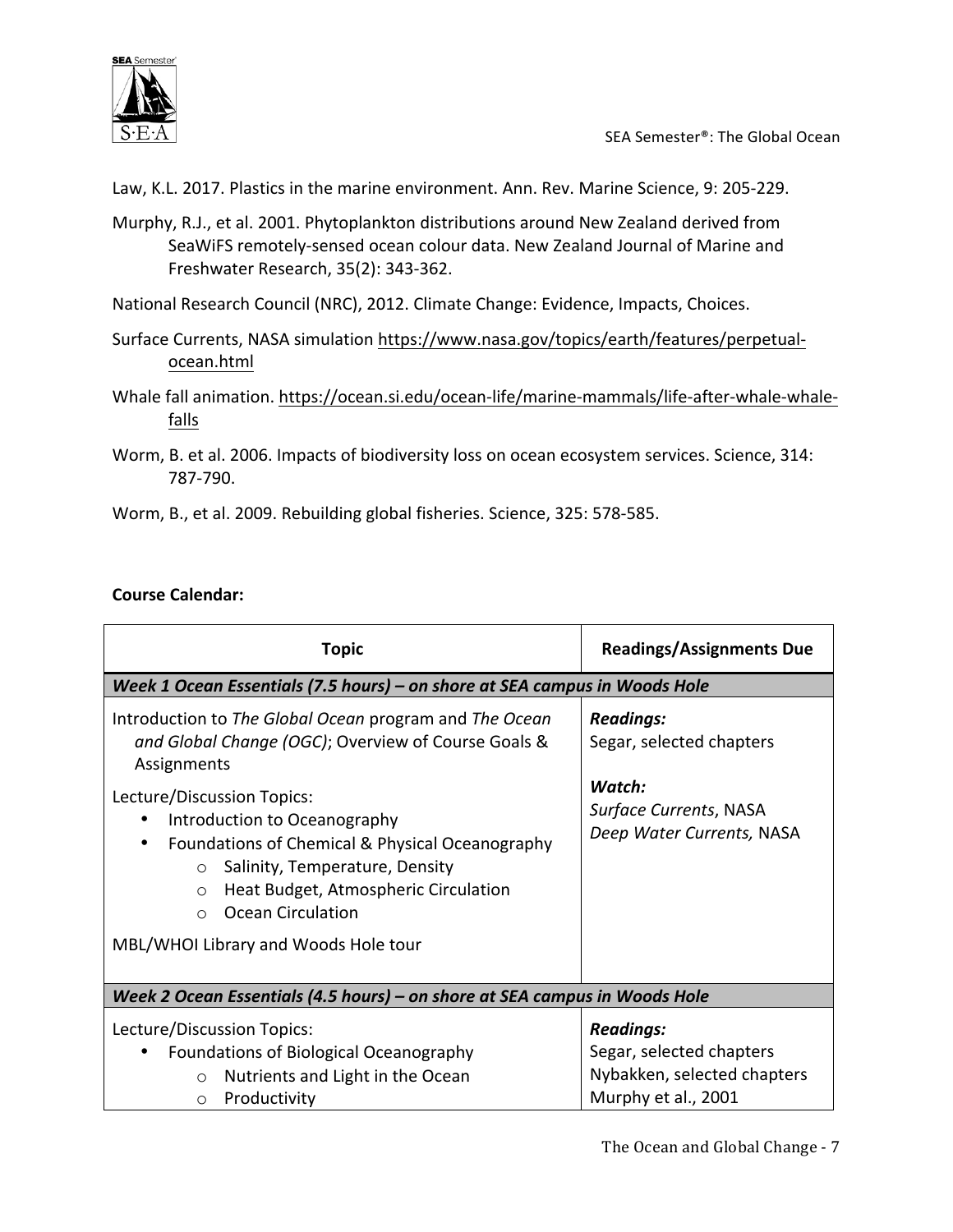Law, K.L. 2017. Plastics in the marine environment. Ann. Rev. Marine Science, 9: 205-229.

Murphy, R.J., et al. 2001. Phytoplankton distributions around New Zealand derived from SeaWiFS remotely-sensed ocean colour data. New Zealand Journal of Marine and Freshwater Research, 35(2): 343-362.

National Research Council (NRC), 2012. Climate Change: Evidence, Impacts, Choices.

Surface Currents, NASA simulation https://www.nasa.gov/topics/earth/features/perpetual-ocean.html

Whale fall animation. https://ocean.si.edu/ocean-life/marine-mammals/life-after-whale-whale-falls

Worm, B. et al. 2006. Impacts of biodiversity loss on ocean ecosystem services. Science, 314: 787-790.

Worm, B., et al. 2009. Rebuilding global fisheries. Science, 325: 578-585.

**Course Calendar:**

| Topic | Readings/Assignments Due |
|---|---|
| ***Week 1 Ocean Essentials (7.5 hours) – on shore at SEA campus in Woods Hole*** | |
| Introduction to *The Global Ocean* program and *The Ocean and Global Change (OGC)*; Overview of Course Goals & Assignments<br><br>Lecture/Discussion Topics:<br>• Introduction to Oceanography<br>• Foundations of Chemical & Physical Oceanography<br>&nbsp;&nbsp;&nbsp;&nbsp;○ Salinity, Temperature, Density<br>&nbsp;&nbsp;&nbsp;&nbsp;○ Heat Budget, Atmospheric Circulation<br>&nbsp;&nbsp;&nbsp;&nbsp;○ Ocean Circulation<br><br>MBL/WHOI Library and Woods Hole tour | ***Readings:***<br>Segar, selected chapters<br><br>***Watch:***<br>*Surface Currents*, NASA<br>*Deep Water Currents,* NASA |
| ***Week 2 Ocean Essentials (4.5 hours) – on shore at SEA campus in Woods Hole*** | |
| Lecture/Discussion Topics:<br>• Foundations of Biological Oceanography<br>&nbsp;&nbsp;&nbsp;&nbsp;○ Nutrients and Light in the Ocean<br>&nbsp;&nbsp;&nbsp;&nbsp;○ Productivity | ***Readings:***<br>Segar, selected chapters<br>Nybakken, selected chapters<br>Murphy et al., 2001 |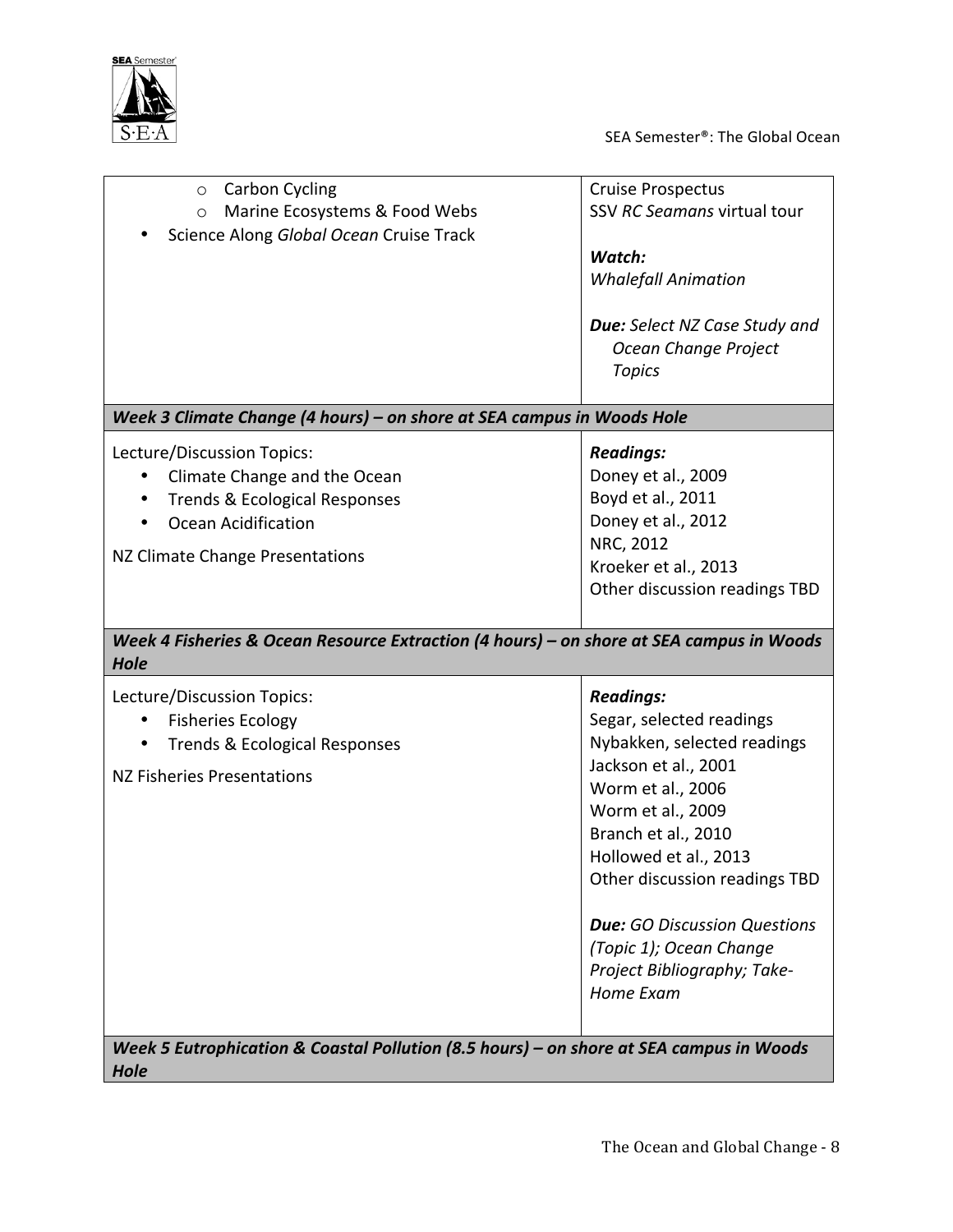| | |
|---|---|
| ◦ Carbon Cycling<br>◦ Marine Ecosystems & Food Webs<br>• Science Along *Global Ocean* Cruise Track | Cruise Prospectus<br>SSV *RC Seamans* virtual tour<br><br>***Watch:***<br>*Whalefall Animation*<br><br>***Due:*** *Select NZ Case Study and Ocean Change Project Topics* |
| ***Week 3 Climate Change (4 hours) – on shore at SEA campus in Woods Hole*** | |
| Lecture/Discussion Topics:<br>• Climate Change and the Ocean<br>• Trends & Ecological Responses<br>• Ocean Acidification<br><br>NZ Climate Change Presentations | ***Readings:***<br>Doney et al., 2009<br>Boyd et al., 2011<br>Doney et al., 2012<br>NRC, 2012<br>Kroeker et al., 2013<br>Other discussion readings TBD |
| ***Week 4 Fisheries & Ocean Resource Extraction (4 hours) – on shore at SEA campus in Woods Hole*** | |
| Lecture/Discussion Topics:<br>• Fisheries Ecology<br>• Trends & Ecological Responses<br><br>NZ Fisheries Presentations | ***Readings:***<br>Segar, selected readings<br>Nybakken, selected readings<br>Jackson et al., 2001<br>Worm et al., 2006<br>Worm et al., 2009<br>Branch et al., 2010<br>Hollowed et al., 2013<br>Other discussion readings TBD<br><br>***Due:*** *GO Discussion Questions (Topic 1); Ocean Change Project Bibliography; Take-Home Exam* |
| ***Week 5 Eutrophication & Coastal Pollution (8.5 hours) – on shore at SEA campus in Woods Hole*** | |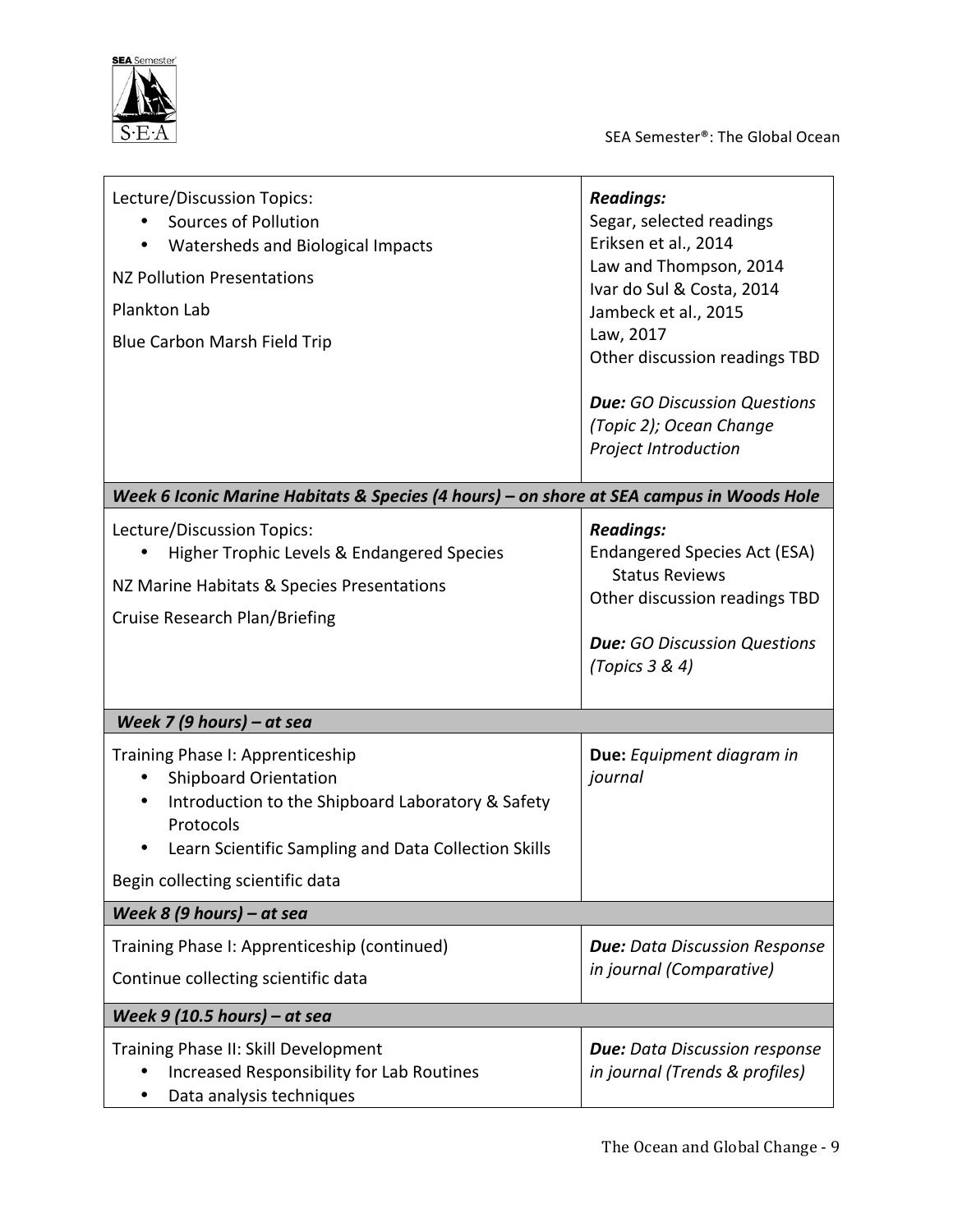| | |
|---|---|
| Lecture/Discussion Topics:<br>• Sources of Pollution<br>• Watersheds and Biological Impacts<br><br>NZ Pollution Presentations<br><br>Plankton Lab<br><br>Blue Carbon Marsh Field Trip | ***Readings:***<br>Segar, selected readings<br>Eriksen et al., 2014<br>Law and Thompson, 2014<br>Ivar do Sul & Costa, 2014<br>Jambeck et al., 2015<br>Law, 2017<br>Other discussion readings TBD<br><br>***Due:*** *GO Discussion Questions (Topic 2); Ocean Change Project Introduction* |
| ***Week 6 Iconic Marine Habitats & Species (4 hours) – on shore at SEA campus in Woods Hole*** | |
| Lecture/Discussion Topics:<br>• Higher Trophic Levels & Endangered Species<br><br>NZ Marine Habitats & Species Presentations<br><br>Cruise Research Plan/Briefing | ***Readings:***<br>Endangered Species Act (ESA) Status Reviews<br>Other discussion readings TBD<br><br>***Due:*** *GO Discussion Questions (Topics 3 & 4)* |
| ***Week 7 (9 hours) – at sea*** | |
| Training Phase I: Apprenticeship<br>• Shipboard Orientation<br>• Introduction to the Shipboard Laboratory & Safety Protocols<br>• Learn Scientific Sampling and Data Collection Skills<br><br>Begin collecting scientific data | **Due:** *Equipment diagram in journal* |
| ***Week 8 (9 hours) – at sea*** | |
| Training Phase I: Apprenticeship (continued)<br><br>Continue collecting scientific data | ***Due:*** *Data Discussion Response in journal (Comparative)* |
| ***Week 9 (10.5 hours) – at sea*** | |
| Training Phase II: Skill Development<br>• Increased Responsibility for Lab Routines<br>• Data analysis techniques | ***Due:*** *Data Discussion response in journal (Trends & profiles)* |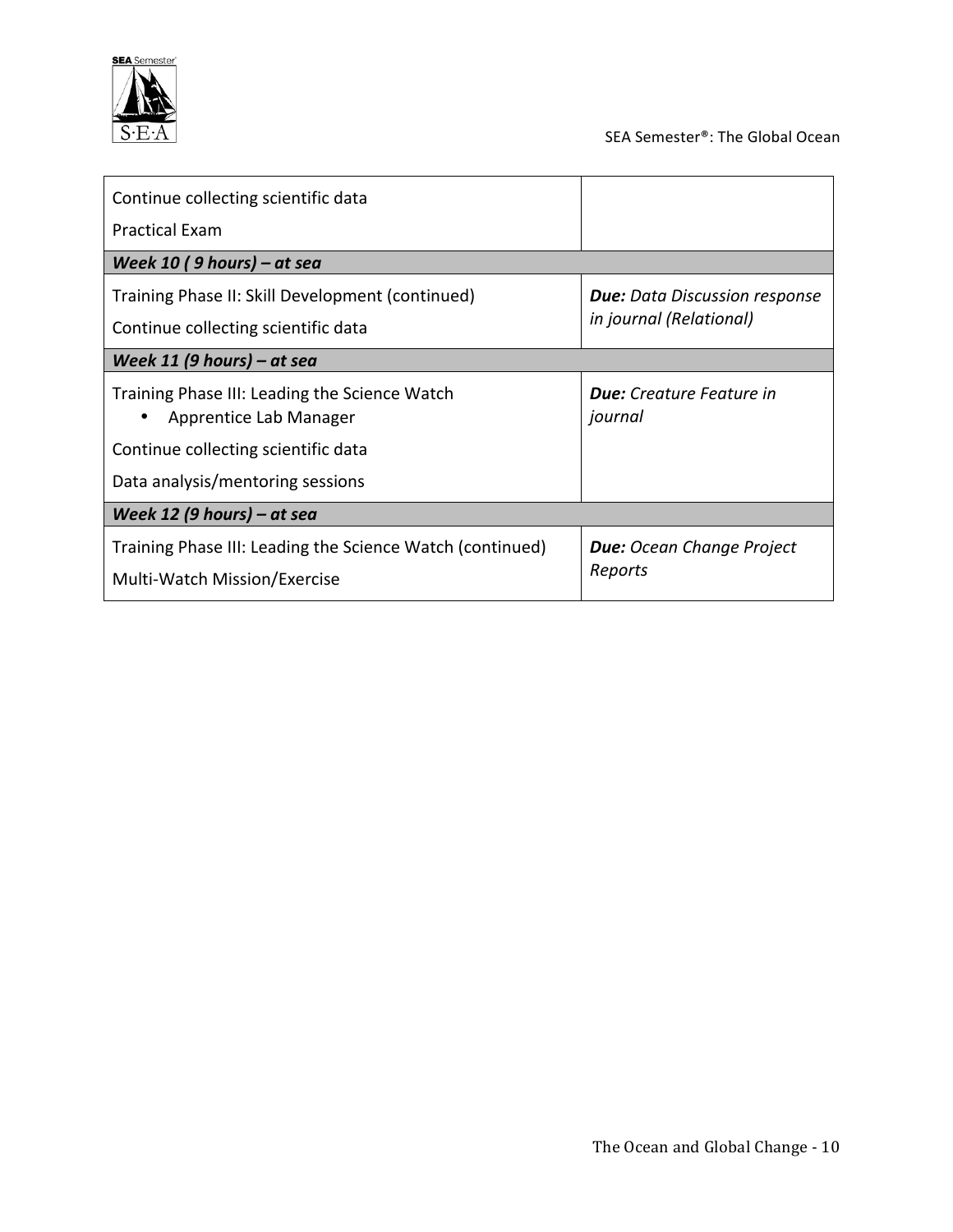| | |
|---|---|
| Continue collecting scientific data<br>Practical Exam | |
| ***Week 10 ( 9 hours) – at sea*** | |
| Training Phase II: Skill Development (continued)<br>Continue collecting scientific data | ***Due:*** *Data Discussion response in journal (Relational)* |
| ***Week 11 (9 hours) – at sea*** | |
| Training Phase III: Leading the Science Watch<br>• Apprentice Lab Manager<br>Continue collecting scientific data<br>Data analysis/mentoring sessions | ***Due:*** *Creature Feature in journal* |
| ***Week 12 (9 hours) – at sea*** | |
| Training Phase III: Leading the Science Watch (continued)<br>Multi-Watch Mission/Exercise | ***Due:*** *Ocean Change Project Reports* |